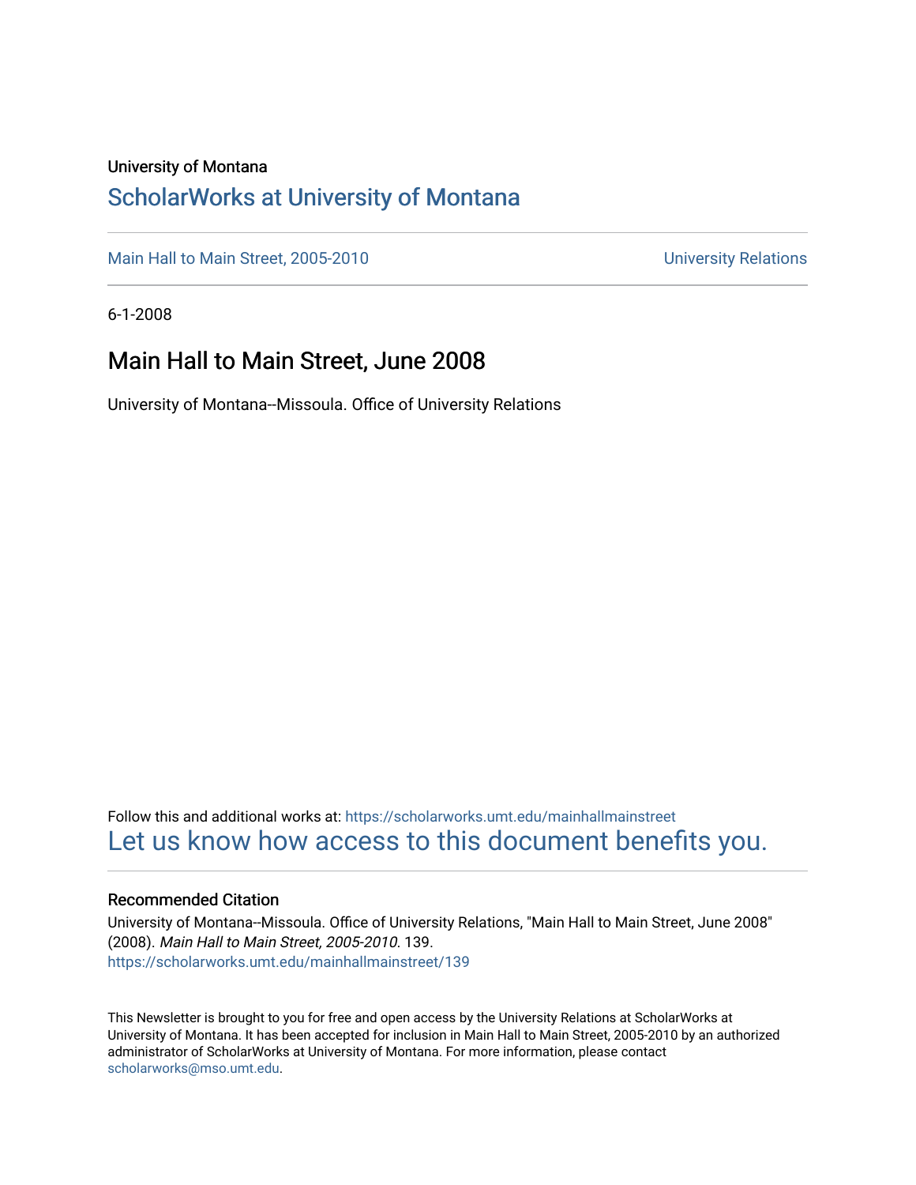University of Montana

# ScholarWorks at University of Montana

Main Hall to Main Street, 2005-2010 | University Relations

6-1-2008

## Main Hall to Main Street, June 2008

University of Montana--Missoula. Office of University Relations

Follow this and additional works at: https://scholarworks.umt.edu/mainhallmainstreet

Let us know how access to this document benefits you.

### Recommended Citation

University of Montana--Missoula. Office of University Relations, "Main Hall to Main Street, June 2008" (2008). *Main Hall to Main Street, 2005-2010*. 139.
https://scholarworks.umt.edu/mainhallmainstreet/139

This Newsletter is brought to you for free and open access by the University Relations at ScholarWorks at University of Montana. It has been accepted for inclusion in Main Hall to Main Street, 2005-2010 by an authorized administrator of ScholarWorks at University of Montana. For more information, please contact scholarworks@mso.umt.edu.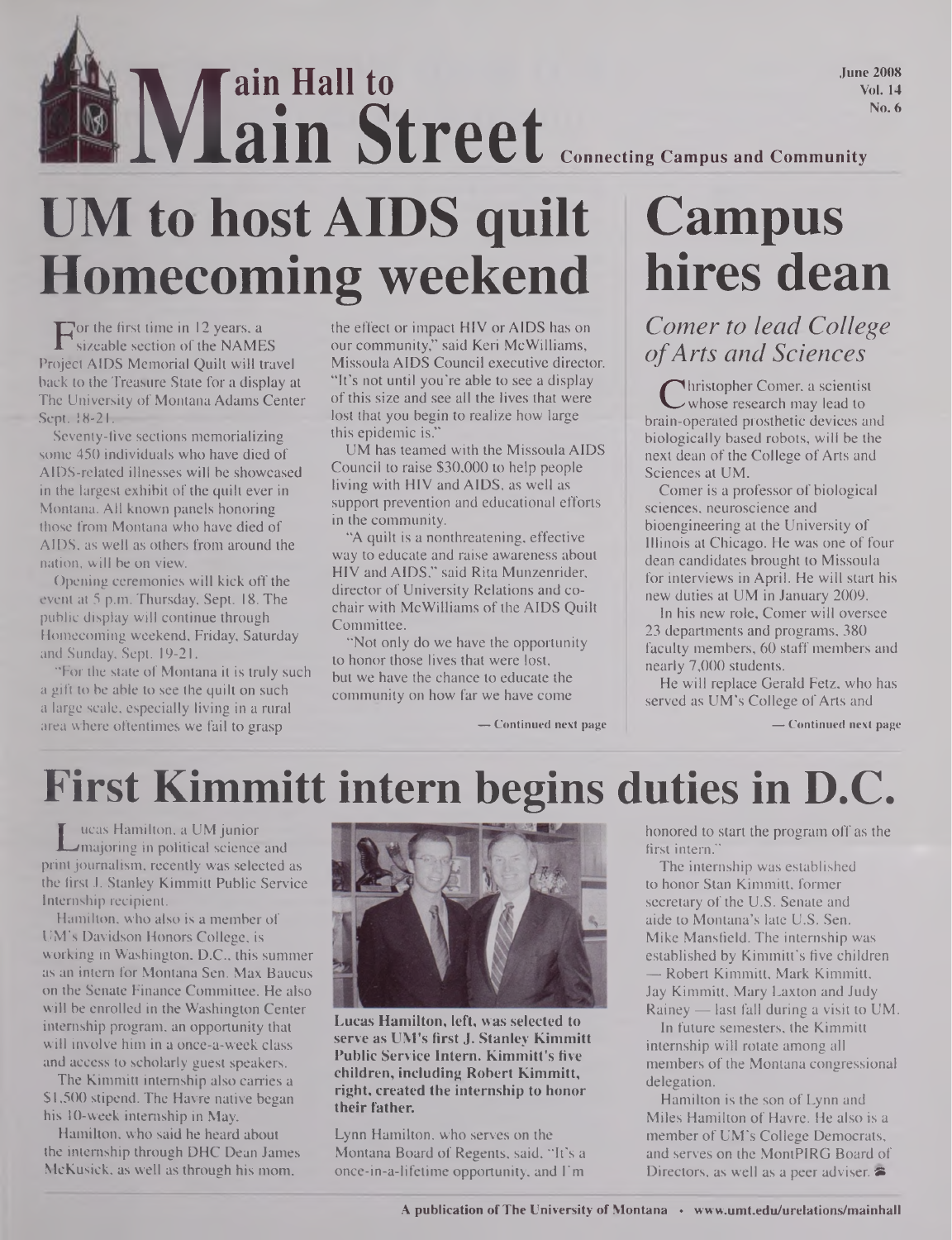# Main Hall to Main Street

Connecting Campus and Community

June 2008
Vol. 14
No. 6

## UM to host AIDS quilt Homecoming weekend

For the first time in 12 years, a sizeable section of the NAMES Project AIDS Memorial Quilt will travel back to the Treasure State for a display at The University of Montana Adams Center Sept. 18-21.

Seventy-five sections memorializing some 450 individuals who have died of AIDS-related illnesses will be showcased in the largest exhibit of the quilt ever in Montana. All known panels honoring those from Montana who have died of AIDS, as well as others from around the nation, will be on view.

Opening ceremonies will kick off the event at 5 p.m. Thursday, Sept. 18. The public display will continue through Homecoming weekend, Friday, Saturday and Sunday, Sept. 19-21.

"For the state of Montana it is truly such a gift to be able to see the quilt on such a large scale, especially living in a rural area where oftentimes we fail to grasp the effect or impact HIV or AIDS has on our community," said Keri McWilliams, Missoula AIDS Council executive director. "It's not until you're able to see a display of this size and see all the lives that were lost that you begin to realize how large this epidemic is."

UM has teamed with the Missoula AIDS Council to raise $30,000 to help people living with HIV and AIDS, as well as support prevention and educational efforts in the community.

"A quilt is a nonthreatening, effective way to educate and raise awareness about HIV and AIDS," said Rita Munzenrider, director of University Relations and co-chair with McWilliams of the AIDS Quilt Committee.

"Not only do we have the opportunity to honor those lives that were lost, but we have the chance to educate the community on how far we have come

— Continued next page

## Campus hires dean

### *Comer to lead College of Arts and Sciences*

Christopher Comer, a scientist whose research may lead to brain-operated prosthetic devices and biologically based robots, will be the next dean of the College of Arts and Sciences at UM.

Comer is a professor of biological sciences, neuroscience and bioengineering at the University of Illinois at Chicago. He was one of four dean candidates brought to Missoula for interviews in April. He will start his new duties at UM in January 2009.

In his new role, Comer will oversee 23 departments and programs, 380 faculty members, 60 staff members and nearly 7,000 students.

He will replace Gerald Fetz, who has served as UM's College of Arts and

— Continued next page

## First Kimmitt intern begins duties in D.C.

Lucas Hamilton, a UM junior majoring in political science and print journalism, recently was selected as the first J. Stanley Kimmitt Public Service Internship recipient.

Hamilton, who also is a member of UM's Davidson Honors College, is working in Washington, D.C., this summer as an intern for Montana Sen. Max Baucus on the Senate Finance Committee. He also will be enrolled in the Washington Center internship program, an opportunity that will involve him in a once-a-week class and access to scholarly guest speakers.

The Kimmitt internship also carries a $1,500 stipend. The Havre native began his 10-week internship in May.

Hamilton, who said he heard about the internship through DHC Dean James McKusick, as well as through his mom, Lynn Hamilton, who serves on the Montana Board of Regents, said, "It's a once-in-a-lifetime opportunity, and I'm honored to start the program off as the first intern."

**Lucas Hamilton, left, was selected to serve as UM's first J. Stanley Kimmitt Public Service Intern. Kimmitt's five children, including Robert Kimmitt, right, created the internship to honor their father.**

The internship was established to honor Stan Kimmitt, former secretary of the U.S. Senate and aide to Montana's late U.S. Sen. Mike Mansfield. The internship was established by Kimmitt's five children — Robert Kimmitt, Mark Kimmitt, Jay Kimmitt, Mary Laxton and Judy Rainey — last fall during a visit to UM.

In future semesters, the Kimmitt internship will rotate among all members of the Montana congressional delegation.

Hamilton is the son of Lynn and Miles Hamilton of Havre. He also is a member of UM's College Democrats, and serves on the MontPIRG Board of Directors, as well as a peer adviser.

A publication of The University of Montana • www.umt.edu/urelations/mainhall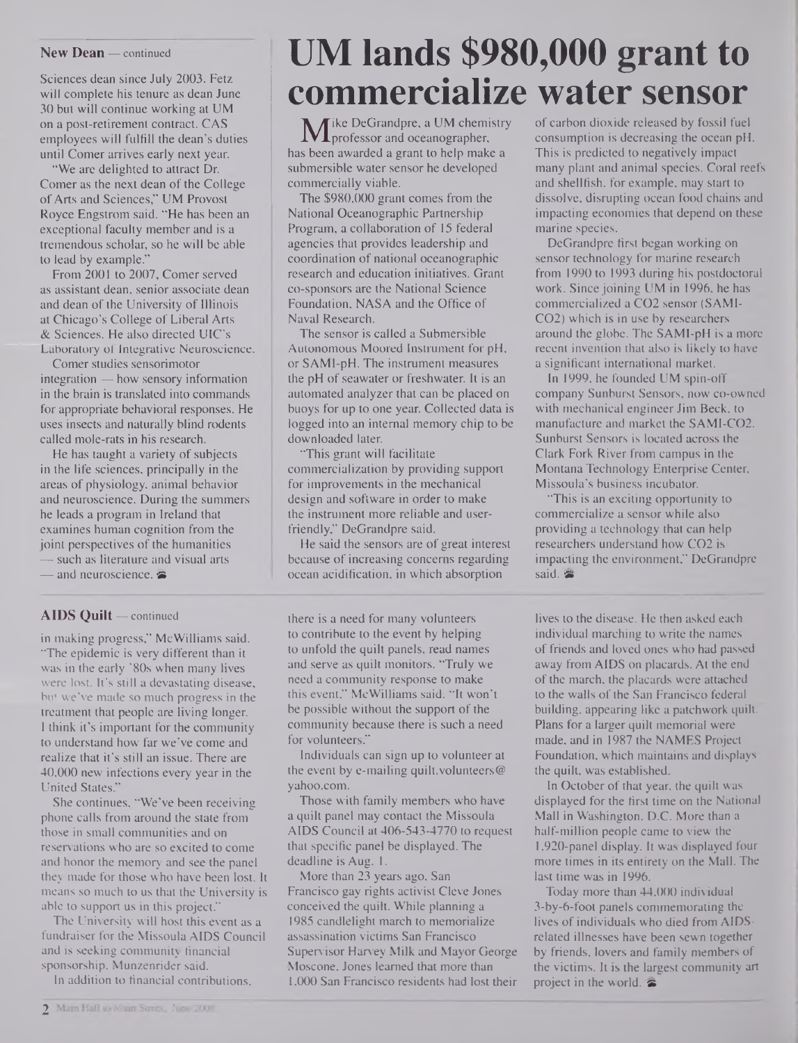**New Dean** — continued

Sciences dean since July 2003. Fetz will complete his tenure as dean June 30 but will continue working at UM on a post-retirement contract. CAS employees will fulfill the dean's duties until Comer arrives early next year.

"We are delighted to attract Dr. Comer as the next dean of the College of Arts and Sciences," UM Provost Royce Engstrom said. "He has been an exceptional faculty member and is a tremendous scholar, so he will be able to lead by example."

From 2001 to 2007, Comer served as assistant dean, senior associate dean and dean of the University of Illinois at Chicago's College of Liberal Arts & Sciences. He also directed UIC's Laboratory of Integrative Neuroscience.

Comer studies sensorimotor integration — how sensory information in the brain is translated into commands for appropriate behavioral responses. He uses insects and naturally blind rodents called mole-rats in his research.

He has taught a variety of subjects in the life sciences, principally in the areas of physiology, animal behavior and neuroscience. During the summers he leads a program in Ireland that examines human cognition from the joint perspectives of the humanities — such as literature and visual arts — and neuroscience.

# UM lands $980,000 grant to commercialize water sensor

Mike DeGrandpre, a UM chemistry professor and oceanographer, has been awarded a grant to help make a submersible water sensor he developed commercially viable.

The $980,000 grant comes from the National Oceanographic Partnership Program, a collaboration of 15 federal agencies that provides leadership and coordination of national oceanographic research and education initiatives. Grant co-sponsors are the National Science Foundation, NASA and the Office of Naval Research.

The sensor is called a Submersible Autonomous Moored Instrument for pH, or SAMI-pH. The instrument measures the pH of seawater or freshwater. It is an automated analyzer that can be placed on buoys for up to one year. Collected data is logged into an internal memory chip to be downloaded later.

"This grant will facilitate commercialization by providing support for improvements in the mechanical design and software in order to make the instrument more reliable and user-friendly," DeGrandpre said.

He said the sensors are of great interest because of increasing concerns regarding ocean acidification, in which absorption of carbon dioxide released by fossil fuel consumption is decreasing the ocean pH. This is predicted to negatively impact many plant and animal species. Coral reefs and shellfish, for example, may start to dissolve, disrupting ocean food chains and impacting economies that depend on these marine species.

DeGrandpre first began working on sensor technology for marine research from 1990 to 1993 during his postdoctoral work. Since joining UM in 1996, he has commercialized a $CO_2$ sensor (SAMI-$CO_2$) which is in use by researchers around the globe. The SAMI-pH is a more recent invention that also is likely to have a significant international market.

In 1999, he founded UM spin-off company Sunburst Sensors, now co-owned with mechanical engineer Jim Beck, to manufacture and market the SAMI-$CO_2$. Sunburst Sensors is located across the Clark Fork River from campus in the Montana Technology Enterprise Center, Missoula's business incubator.

"This is an exciting opportunity to commercialize a sensor while also providing a technology that can help researchers understand how $CO_2$ is impacting the environment," DeGrandpre said.

**AIDS Quilt** — continued

in making progress," McWilliams said. "The epidemic is very different than it was in the early '80s when many lives were lost. It's still a devastating disease, but we've made so much progress in the treatment that people are living longer. I think it's important for the community to understand how far we've come and realize that it's still an issue. There are 40,000 new infections every year in the United States."

She continues, "We've been receiving phone calls from around the state from those in small communities and on reservations who are so excited to come and honor the memory and see the panel they made for those who have been lost. It means so much to us that the University is able to support us in this project."

The University will host this event as a fundraiser for the Missoula AIDS Council and is seeking community financial sponsorship, Munzenrider said.

In addition to financial contributions, there is a need for many volunteers to contribute to the event by helping to unfold the quilt panels, read names and serve as quilt monitors. "Truly we need a community response to make this event," McWilliams said. "It won't be possible without the support of the community because there is such a need for volunteers."

Individuals can sign up to volunteer at the event by e-mailing quilt.volunteers@yahoo.com.

Those with family members who have a quilt panel may contact the Missoula AIDS Council at 406-543-4770 to request that specific panel be displayed. The deadline is Aug. 1.

More than 23 years ago, San Francisco gay rights activist Cleve Jones conceived the quilt. While planning a 1985 candlelight march to memorialize assassination victims San Francisco Supervisor Harvey Milk and Mayor George Moscone, Jones learned that more than 1,000 San Francisco residents had lost their lives to the disease. He then asked each individual marching to write the names of friends and loved ones who had passed away from AIDS on placards. At the end of the march, the placards were attached to the walls of the San Francisco federal building, appearing like a patchwork quilt. Plans for a larger quilt memorial were made, and in 1987 the NAMES Project Foundation, which maintains and displays the quilt, was established.

In October of that year, the quilt was displayed for the first time on the National Mall in Washington, D.C. More than a half-million people came to view the 1,920-panel display. It was displayed four more times in its entirety on the Mall. The last time was in 1996.

Today more than 44,000 individual 3-by-6-foot panels commemorating the lives of individuals who died from AIDS-related illnesses have been sewn together by friends, lovers and family members of the victims. It is the largest community art project in the world.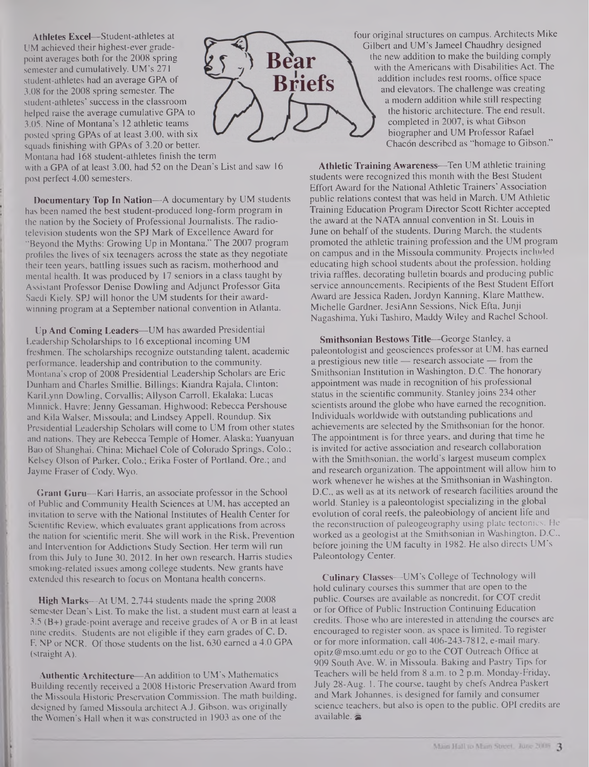# Bear Briefs

**Athletes Excel**—Student-athletes at UM achieved their highest-ever grade-point averages both for the 2008 spring semester and cumulatively. UM's 271 student-athletes had an average GPA of 3.08 for the 2008 spring semester. The student-athletes' success in the classroom helped raise the average cumulative GPA to 3.05. Nine of Montana's 12 athletic teams posted spring GPAs of at least 3.00, with six squads finishing with GPAs of 3.20 or better. Montana had 168 student-athletes finish the term with a GPA of at least 3.00, had 52 on the Dean's List and saw 16 post perfect 4.00 semesters.

**Documentary Top In Nation**—A documentary by UM students has been named the best student-produced long-form program in the nation by the Society of Professional Journalists. The radio-television students won the SPJ Mark of Excellence Award for "Beyond the Myths: Growing Up in Montana." The 2007 program profiles the lives of six teenagers across the state as they negotiate their teen years, battling issues such as racism, motherhood and mental health. It was produced by 17 seniors in a class taught by Assistant Professor Denise Dowling and Adjunct Professor Gita Saedi Kiely. SPJ will honor the UM students for their award-winning program at a September national convention in Atlanta.

**Up And Coming Leaders**—UM has awarded Presidential Leadership Scholarships to 16 exceptional incoming UM freshmen. The scholarships recognize outstanding talent, academic performance, leadership and contribution to the community. Montana's crop of 2008 Presidential Leadership Scholars are Eric Dunham and Charles Smillie, Billings; Kiandra Rajala, Clinton; KariLynn Dowling, Corvallis; Allyson Carroll, Ekalaka; Lucas Minnick, Havre; Jenny Gessaman, Highwood; Rebecca Pershouse and Kila Walser, Missoula; and Lindsey Appell, Roundup. Six Presidential Leadership Scholars will come to UM from other states and nations. They are Rebecca Temple of Homer, Alaska; Yuanyuan Bao of Shanghai, China; Michael Cole of Colorado Springs, Colo.; Kelsey Olson of Parker, Colo.; Erika Foster of Portland, Ore.; and Jayme Fraser of Cody, Wyo.

**Grant Guru**—Kari Harris, an associate professor in the School of Public and Community Health Sciences at UM, has accepted an invitation to serve with the National Institutes of Health Center for Scientific Review, which evaluates grant applications from across the nation for scientific merit. She will work in the Risk, Prevention and Intervention for Addictions Study Section. Her term will run from this July to June 30, 2012. In her own research, Harris studies smoking-related issues among college students. New grants have extended this research to focus on Montana health concerns.

**High Marks**—At UM, 2,744 students made the spring 2008 semester Dean's List. To make the list, a student must earn at least a 3.5 (B+) grade-point average and receive grades of A or B in at least nine credits. Students are not eligible if they earn grades of C, D, F, NP or NCR. Of those students on the list, 630 earned a 4.0 GPA (straight A).

**Authentic Architecture**—An addition to UM's Mathematics Building recently received a 2008 Historic Preservation Award from the Missoula Historic Preservation Commission. The math building, designed by famed Missoula architect A.J. Gibson, was originally the Women's Hall when it was constructed in 1903 as one of the four original structures on campus. Architects Mike Gilbert and UM's Jameel Chaudhry designed the new addition to make the building comply with the Americans with Disabilities Act. The addition includes rest rooms, office space and elevators. The challenge was creating a modern addition while still respecting the historic architecture. The end result, completed in 2007, is what Gibson biographer and UM Professor Rafael Chacón described as "homage to Gibson."

**Athletic Training Awareness**—Ten UM athletic training students were recognized this month with the Best Student Effort Award for the National Athletic Trainers' Association public relations contest that was held in March. UM Athletic Training Education Program Director Scott Richter accepted the award at the NATA annual convention in St. Louis in June on behalf of the students. During March, the students promoted the athletic training profession and the UM program on campus and in the Missoula community. Projects included educating high school students about the profession, holding trivia raffles, decorating bulletin boards and producing public service announcements. Recipients of the Best Student Effort Award are Jessica Raden, Jordyn Kanning, Klare Matthew, Michelle Gardner, JesiAnn Sessions, Nick Efta, Junji Nagashima, Yuki Tashiro, Maddy Wiley and Rachel School.

**Smithsonian Bestows Title**—George Stanley, a paleontologist and geosciences professor at UM, has earned a prestigious new title — research associate — from the Smithsonian Institution in Washington, D.C. The honorary appointment was made in recognition of his professional status in the scientific community. Stanley joins 234 other scientists around the globe who have earned the recognition. Individuals worldwide with outstanding publications and achievements are selected by the Smithsonian for the honor. The appointment is for three years, and during that time he is invited for active association and research collaboration with the Smithsonian, the world's largest museum complex and research organization. The appointment will allow him to work whenever he wishes at the Smithsonian in Washington, D.C., as well as at its network of research facilities around the world. Stanley is a paleontologist specializing in the global evolution of coral reefs, the paleobiology of ancient life and the reconstruction of paleogeography using plate tectonics. He worked as a geologist at the Smithsonian in Washington, D.C., before joining the UM faculty in 1982. He also directs UM's Paleontology Center.

**Culinary Classes**—UM's College of Technology will hold culinary courses this summer that are open to the public. Courses are available as noncredit, for COT credit or for Office of Public Instruction Continuing Education credits. Those who are interested in attending the courses are encouraged to register soon, as space is limited. To register or for more information, call 406-243-7812, e-mail mary.opitz@mso.umt.edu or go to the COT Outreach Office at 909 South Ave. W. in Missoula. Baking and Pastry Tips for Teachers will be held from 8 a.m. to 2 p.m. Monday-Friday, July 28-Aug. 1. The course, taught by chefs Andrea Paskert and Mark Johannes, is designed for family and consumer science teachers, but also is open to the public. OPI credits are available.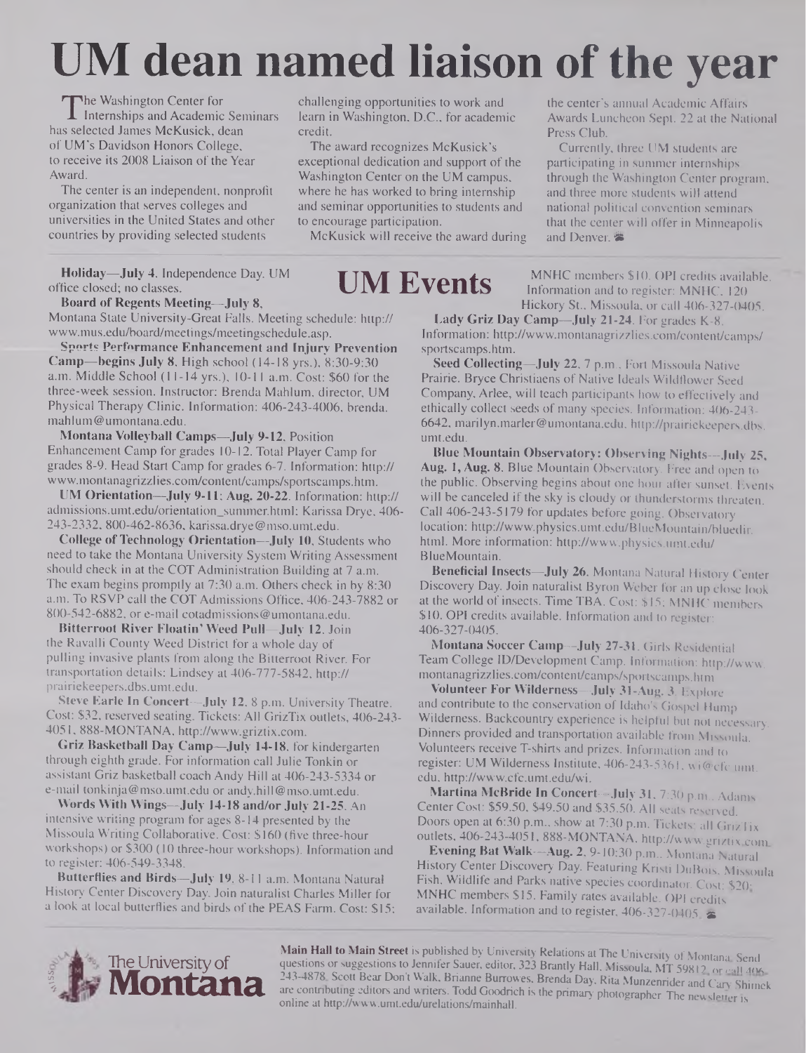# UM dean named liaison of the year

The Washington Center for Internships and Academic Seminars has selected James McKusick, dean of UM's Davidson Honors College, to receive its 2008 Liaison of the Year Award.

The center is an independent, nonprofit organization that serves colleges and universities in the United States and other countries by providing selected students challenging opportunities to work and learn in Washington, D.C., for academic credit.

The award recognizes McKusick's exceptional dedication and support of the Washington Center on the UM campus, where he has worked to bring internship and seminar opportunities to students and to encourage participation.

McKusick will receive the award during the center's annual Academic Affairs Awards Luncheon Sept. 22 at the National Press Club.

Currently, three UM students are participating in summer internships through the Washington Center program, and three more students will attend national political convention seminars that the center will offer in Minneapolis and Denver.

# UM Events

**Holiday—July 4.** Independence Day. UM office closed; no classes.

**Board of Regents Meeting—July 8.** Montana State University-Great Falls. Meeting schedule: http://www.mus.edu/board/meetings/meetingschedule.asp.

**Sports Performance Enhancement and Injury Prevention Camp—begins July 8.** High school (14-18 yrs.), 8:30-9:30 a.m. Middle School (11-14 yrs.), 10-11 a.m. Cost: $60 for the three-week session. Instructor: Brenda Mahlum, director, UM Physical Therapy Clinic. Information: 406-243-4006, brenda.mahlum@umontana.edu.

**Montana Volleyball Camps—July 9-12.** Position Enhancement Camp for grades 10-12. Total Player Camp for grades 8-9. Head Start Camp for grades 6-7. Information: http://www.montanagrizzlies.com/content/camps/sportscamps.htm.

**UM Orientation—July 9-11; Aug. 20-22.** Information: http://admissions.umt.edu/orientation_summer.html; Karissa Drye, 406-243-2332, 800-462-8636, karissa.drye@mso.umt.edu.

**College of Technology Orientation—July 10.** Students who need to take the Montana University System Writing Assessment should check in at the COT Administration Building at 7 a.m. The exam begins promptly at 7:30 a.m. Others check in by 8:30 a.m. To RSVP call the COT Admissions Office, 406-243-7882 or 800-542-6882, or e-mail cotadmissions@umontana.edu.

**Bitterroot River Floatin' Weed Pull—July 12.** Join the Ravalli County Weed District for a whole day of pulling invasive plants from along the Bitterroot River. For transportation details: Lindsey at 406-777-5842, http://prairiekeepers.dbs.umt.edu.

**Steve Earle In Concert—July 12,** 8 p.m. University Theatre. Cost: $32, reserved seating. Tickets: All GrizTix outlets, 406-243-4051, 888-MONTANA, http://www.griztix.com.

**Griz Basketball Day Camp—July 14-18,** for kindergarten through eighth grade. For information call Julie Tonkin or assistant Griz basketball coach Andy Hill at 406-243-5334 or e-mail tonkinja@mso.umt.edu or andy.hill@mso.umt.edu.

**Words With Wings—July 14-18 and/or July 21-25.** An intensive writing program for ages 8-14 presented by the Missoula Writing Collaborative. Cost: $160 (five three-hour workshops) or $300 (10 three-hour workshops). Information and to register: 406-549-3348.

**Butterflies and Birds—July 19,** 8-11 a.m. Montana Natural History Center Discovery Day. Join naturalist Charles Miller for a look at local butterflies and birds of the PEAS Farm. Cost: $15; MNHC members $10. OPI credits available. Information and to register: MNHC, 120 Hickory St., Missoula, or call 406-327-0405.

**Lady Griz Day Camp—July 21-24.** For grades K-8. Information: http://www.montanagrizzlies.com/content/camps/sportscamps.htm.

**Seed Collecting—July 22,** 7 p.m., Fort Missoula Native Prairie. Bryce Christiaens of Native Ideals Wildflower Seed Company, Arlee, will teach participants how to effectively and ethically collect seeds of many species. Information: 406-243-6642, marilyn.marler@umontana.edu, http://prairiekeepers.dbs.umt.edu.

**Blue Mountain Observatory: Observing Nights—July 25, Aug. 1, Aug. 8.** Blue Mountain Observatory. Free and open to the public. Observing begins about one hour after sunset. Events will be canceled if the sky is cloudy or thunderstorms threaten. Call 406-243-5179 for updates before going. Observatory location: http://www.physics.umt.edu/BlueMountain/bluedir.html. More information: http://www.physics.umt.edu/BlueMountain.

**Beneficial Insects—July 26.** Montana Natural History Center Discovery Day. Join naturalist Byron Weber for an up close look at the world of insects. Time TBA. Cost: $15; MNHC members $10. OPI credits available. Information and to register: 406-327-0405.

**Montana Soccer Camp—July 27-31.** Girls Residential Team College ID/Development Camp. Information: http://www.montanagrizzlies.com/content/camps/sportscamps.htm.

**Volunteer For Wilderness—July 31-Aug. 3.** Explore and contribute to the conservation of Idaho's Gospel Hump Wilderness. Backcountry experience is helpful but not necessary. Dinners provided and transportation available from Missoula. Volunteers receive T-shirts and prizes. Information and to register: UM Wilderness Institute, 406-243-5361, wi@cfc.umt.edu, http://www.cfc.umt.edu/wi.

**Martina McBride In Concert—July 31,** 7:30 p.m., Adams Center Cost: $59.50, $49.50 and $35.50. All seats reserved. Doors open at 6:30 p.m., show at 7:30 p.m. Tickets: all GrizTix outlets, 406-243-4051, 888-MONTANA, http://www.griztix.com.

**Evening Bat Walk—Aug. 2,** 9-10:30 p.m., Montana Natural History Center Discovery Day. Featuring Kristi DuBois, Missoula Fish, Wildlife and Parks native species coordinator. Cost: $20; MNHC members $15. Family rates available. OPI credits available. Information and to register, 406-327-0405.

The University of Montana

**Main Hall to Main Street** is published by University Relations at The University of Montana. Send questions or suggestions to Jennifer Sauer, editor, 323 Brantly Hall, Missoula, MT 59812, or call 406-243-4878. Scott Bear Don't Walk, Brianne Burrowes, Brenda Day, Rita Munzenrider and Cary Shimek are contributing editors and writers. Todd Goodrich is the primary photographer. The newsletter is online at http://www.umt.edu/urelations/mainhall.